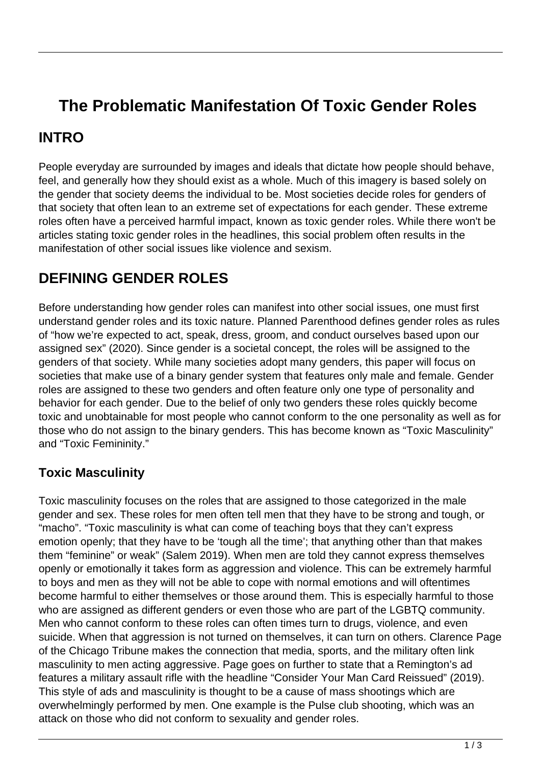# The Problematic Manifestation Of Toxic Gender Roles

## INTRO

People everyday are surrounded by images and ideals that dictate how people should behave, feel, and generally how they should exist as a whole. Much of this imagery is based solely on the gender that society deems the individual to be. Most societies decide roles for genders of that society that often lean to an extreme set of expectations for each gender. These extreme roles often have a perceived harmful impact, known as toxic gender roles. While there won't be articles stating toxic gender roles in the headlines, this social problem often results in the manifestation of other social issues like violence and sexism.

## DEFINING GENDER ROLES

Before understanding how gender roles can manifest into other social issues, one must first understand gender roles and its toxic nature. Planned Parenthood defines gender roles as rules of "how we're expected to act, speak, dress, groom, and conduct ourselves based upon our assigned sex" (2020). Since gender is a societal concept, the roles will be assigned to the genders of that society. While many societies adopt many genders, this paper will focus on societies that make use of a binary gender system that features only male and female. Gender roles are assigned to these two genders and often feature only one type of personality and behavior for each gender. Due to the belief of only two genders these roles quickly become toxic and unobtainable for most people who cannot conform to the one personality as well as for those who do not assign to the binary genders. This has become known as "Toxic Masculinity" and "Toxic Femininity."

### Toxic Masculinity

Toxic masculinity focuses on the roles that are assigned to those categorized in the male gender and sex. These roles for men often tell men that they have to be strong and tough, or "macho". "Toxic masculinity is what can come of teaching boys that they can't express emotion openly; that they have to be 'tough all the time'; that anything other than that makes them "feminine" or weak" (Salem 2019). When men are told they cannot express themselves openly or emotionally it takes form as aggression and violence. This can be extremely harmful to boys and men as they will not be able to cope with normal emotions and will oftentimes become harmful to either themselves or those around them. This is especially harmful to those who are assigned as different genders or even those who are part of the LGBTQ community. Men who cannot conform to these roles can often times turn to drugs, violence, and even suicide. When that aggression is not turned on themselves, it can turn on others. Clarence Page of the Chicago Tribune makes the connection that media, sports, and the military often link masculinity to men acting aggressive. Page goes on further to state that a Remington's ad features a military assault rifle with the headline "Consider Your Man Card Reissued" (2019). This style of ads and masculinity is thought to be a cause of mass shootings which are overwhelmingly performed by men. One example is the Pulse club shooting, which was an attack on those who did not conform to sexuality and gender roles.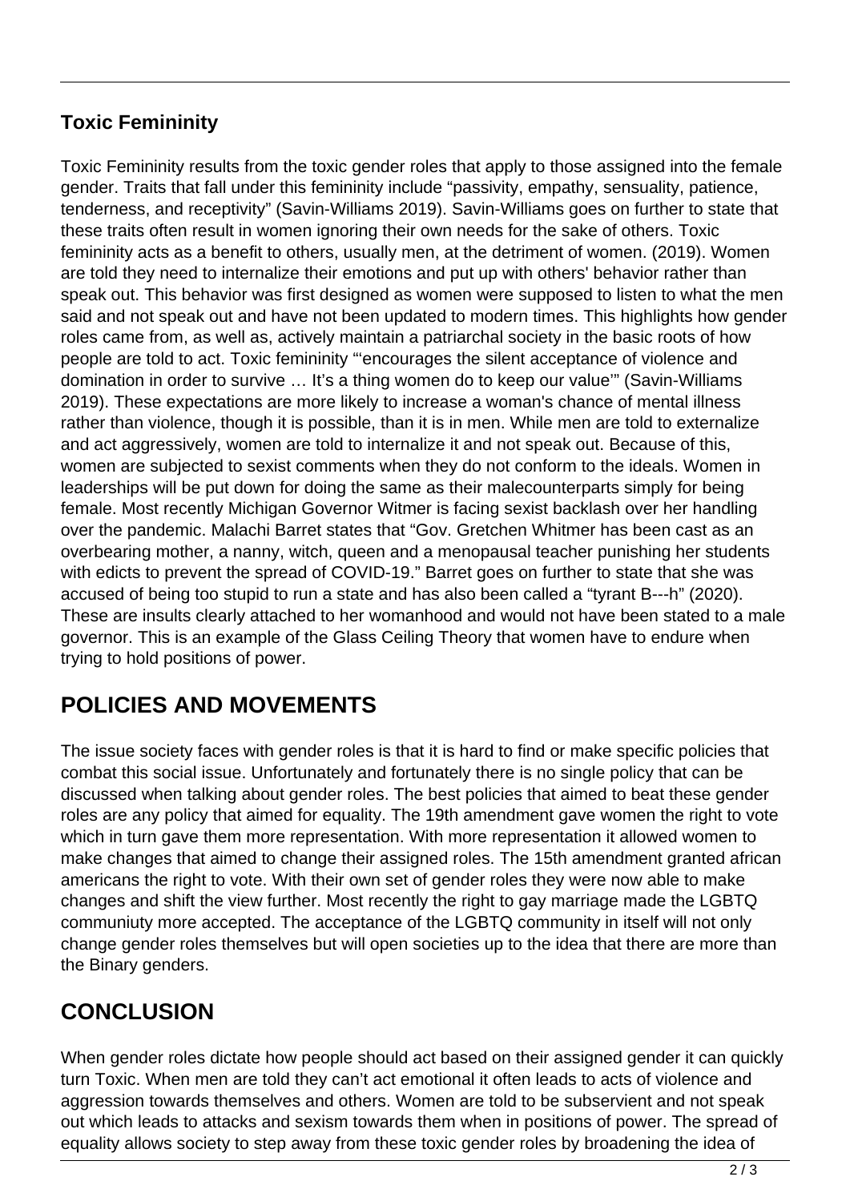## Toxic Femininity

Toxic Femininity results from the toxic gender roles that apply to those assigned into the female gender. Traits that fall under this femininity include "passivity, empathy, sensuality, patience, tenderness, and receptivity" (Savin-Williams 2019). Savin-Williams goes on further to state that these traits often result in women ignoring their own needs for the sake of others. Toxic femininity acts as a benefit to others, usually men, at the detriment of women. (2019). Women are told they need to internalize their emotions and put up with others' behavior rather than speak out. This behavior was first designed as women were supposed to listen to what the men said and not speak out and have not been updated to modern times. This highlights how gender roles came from, as well as, actively maintain a patriarchal society in the basic roots of how people are told to act. Toxic femininity "'encourages the silent acceptance of violence and domination in order to survive … It's a thing women do to keep our value'" (Savin-Williams 2019). These expectations are more likely to increase a woman's chance of mental illness rather than violence, though it is possible, than it is in men. While men are told to externalize and act aggressively, women are told to internalize it and not speak out. Because of this, women are subjected to sexist comments when they do not conform to the ideals. Women in leaderships will be put down for doing the same as their malecounterparts simply for being female. Most recently Michigan Governor Witmer is facing sexist backlash over her handling over the pandemic. Malachi Barret states that "Gov. Gretchen Whitmer has been cast as an overbearing mother, a nanny, witch, queen and a menopausal teacher punishing her students with edicts to prevent the spread of COVID-19." Barret goes on further to state that she was accused of being too stupid to run a state and has also been called a "tyrant B---h" (2020). These are insults clearly attached to her womanhood and would not have been stated to a male governor. This is an example of the Glass Ceiling Theory that women have to endure when trying to hold positions of power.

## POLICIES AND MOVEMENTS

The issue society faces with gender roles is that it is hard to find or make specific policies that combat this social issue. Unfortunately and fortunately there is no single policy that can be discussed when talking about gender roles. The best policies that aimed to beat these gender roles are any policy that aimed for equality. The 19th amendment gave women the right to vote which in turn gave them more representation. With more representation it allowed women to make changes that aimed to change their assigned roles. The 15th amendment granted african americans the right to vote. With their own set of gender roles they were now able to make changes and shift the view further. Most recently the right to gay marriage made the LGBTQ communiuty more accepted. The acceptance of the LGBTQ community in itself will not only change gender roles themselves but will open societies up to the idea that there are more than the Binary genders.

## CONCLUSION

When gender roles dictate how people should act based on their assigned gender it can quickly turn Toxic. When men are told they can't act emotional it often leads to acts of violence and aggression towards themselves and others. Women are told to be subservient and not speak out which leads to attacks and sexism towards them when in positions of power. The spread of equality allows society to step away from these toxic gender roles by broadening the idea of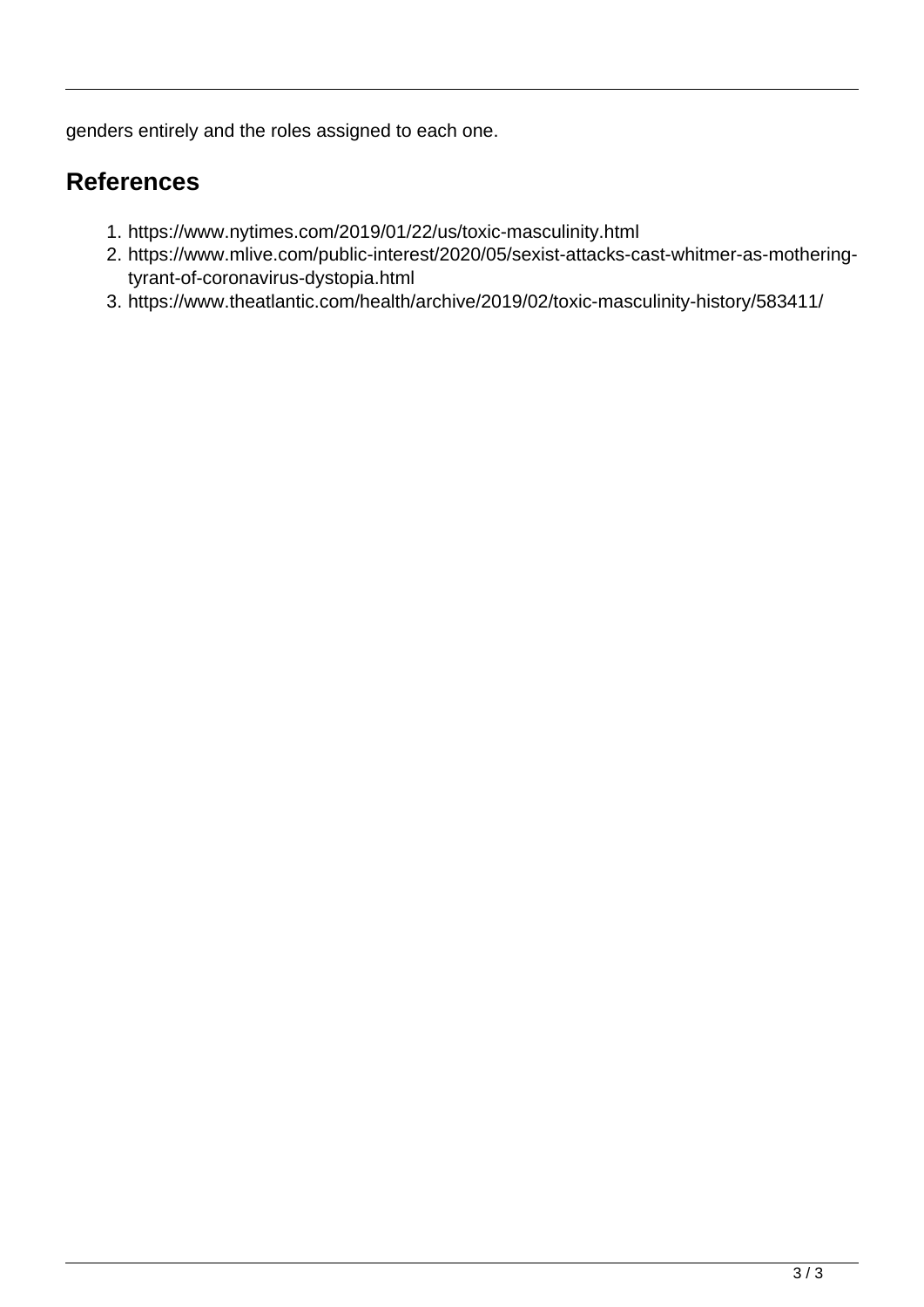genders entirely and the roles assigned to each one.

## References

1. https://www.nytimes.com/2019/01/22/us/toxic-masculinity.html
2. https://www.mlive.com/public-interest/2020/05/sexist-attacks-cast-whitmer-as-mothering-tyrant-of-coronavirus-dystopia.html
3. https://www.theatlantic.com/health/archive/2019/02/toxic-masculinity-history/583411/